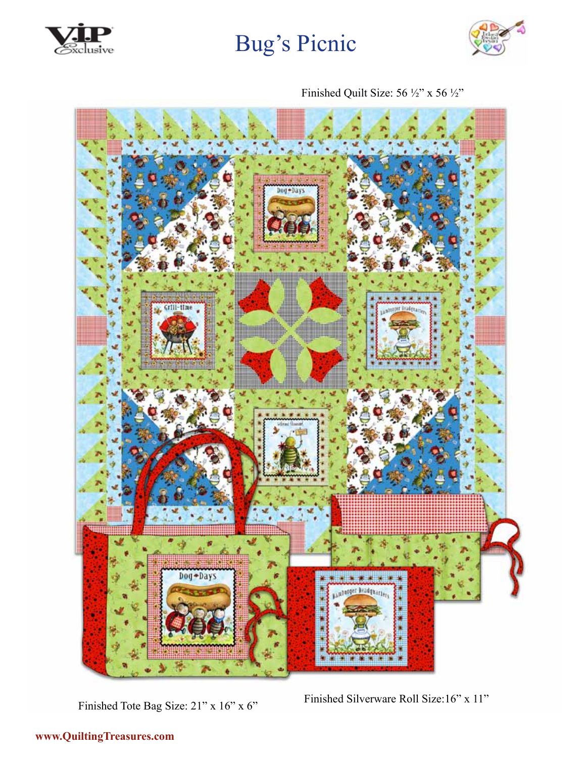# Bug's Picnic

Finished Quilt Size: 56 ½" x 56 ½"

Finished Tote Bag Size: 21" x 16" x 6"

Finished Silverware Roll Size:16" x 11"

www.QuiltingTreasures.com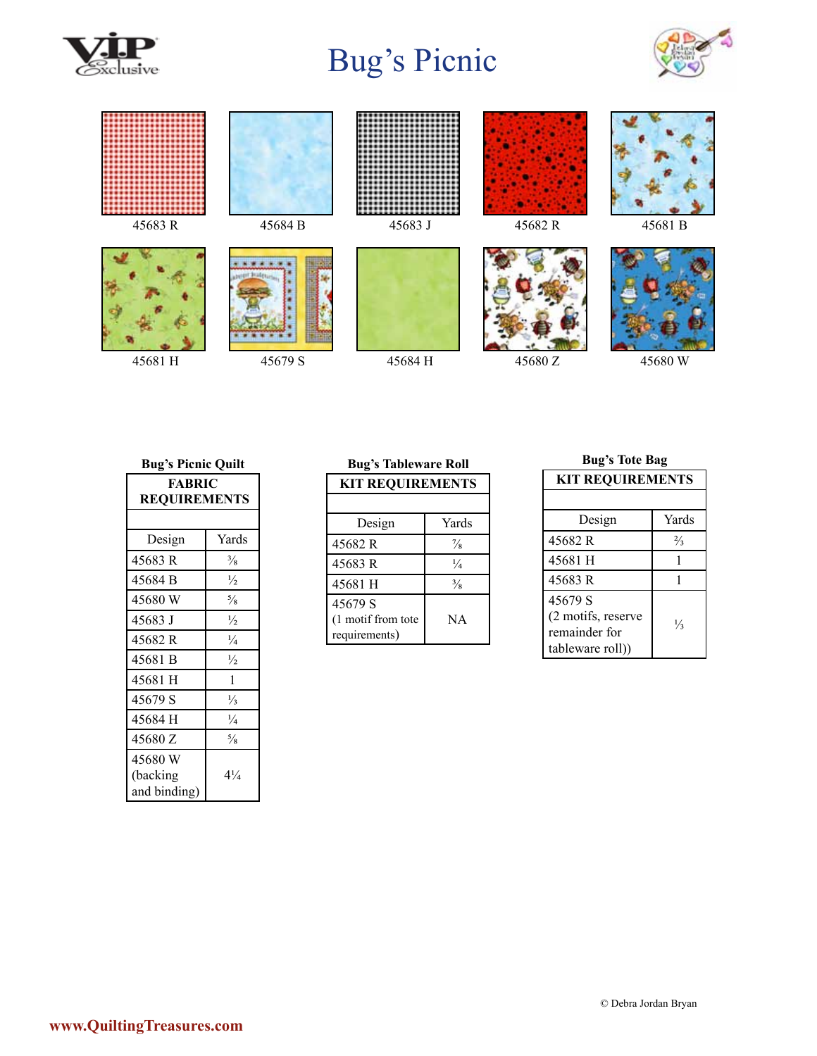# Bug's Picnic

45683 R

45684 B

45683 J

45682 R

45681 B

45681 H

45679 S

45684 H

45680 Z

45680 W

**Bug's Picnic Quilt**

| FABRIC REQUIREMENTS | |
|---|---|
| Design | Yards |
| 45683 R | ⅜ |
| 45684 B | ½ |
| 45680 W | ⅝ |
| 45683 J | ½ |
| 45682 R | ¼ |
| 45681 B | ½ |
| 45681 H | 1 |
| 45679 S | ⅓ |
| 45684 H | ¼ |
| 45680 Z | ⅝ |
| 45680 W (backing and binding) | 4¼ |

**Bug's Tableware Roll**

| KIT REQUIREMENTS | |
|---|---|
| Design | Yards |
| 45682 R | ⅞ |
| 45683 R | ¼ |
| 45681 H | ⅜ |
| 45679 S (1 motif from tote requirements) | NA |

**Bug's Tote Bag**

| KIT REQUIREMENTS | |
|---|---|
| Design | Yards |
| 45682 R | ⅔ |
| 45681 H | 1 |
| 45683 R | 1 |
| 45679 S (2 motifs, reserve remainder for tableware roll)) | ⅓ |

© Debra Jordan Bryan

www.QuiltingTreasures.com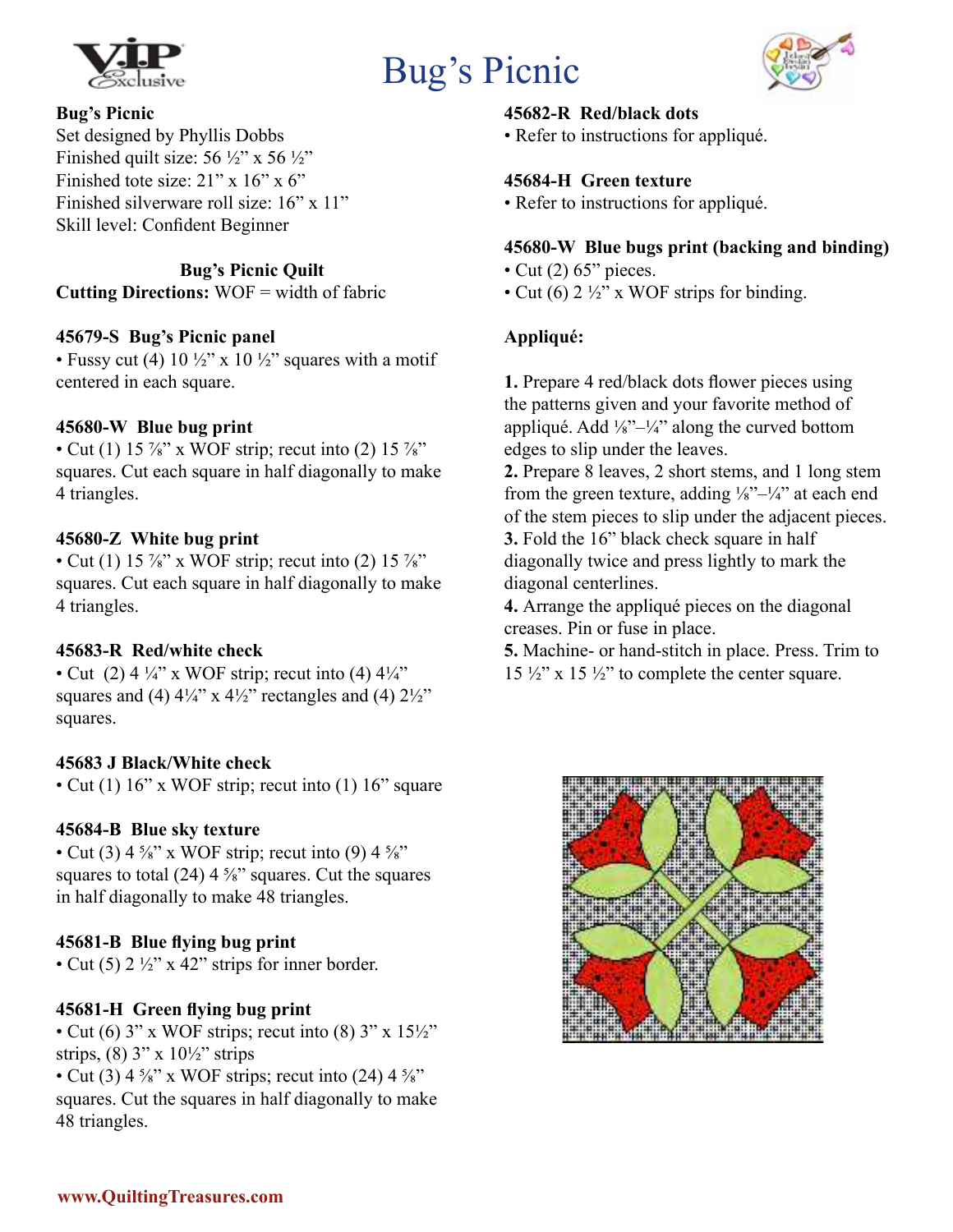# Bug's Picnic

**Bug's Picnic**
Set designed by Phyllis Dobbs
Finished quilt size: 56 ½" x 56 ½"
Finished tote size: 21" x 16" x 6"
Finished silverware roll size: 16" x 11"
Skill level: Confident Beginner

## Bug's Picnic Quilt

**Cutting Directions:** WOF = width of fabric

**45679-S Bug's Picnic panel**
- Fussy cut (4) 10 ½" x 10 ½" squares with a motif centered in each square.

**45680-W Blue bug print**
- Cut (1) 15 ⅞" x WOF strip; recut into (2) 15 ⅞" squares. Cut each square in half diagonally to make 4 triangles.

**45680-Z White bug print**
- Cut (1) 15 ⅞" x WOF strip; recut into (2) 15 ⅞" squares. Cut each square in half diagonally to make 4 triangles.

**45683-R Red/white check**
- Cut (2) 4 ¼" x WOF strip; recut into (4) 4¼" squares and (4) 4¼" x 4½" rectangles and (4) 2½" squares.

**45683 J Black/White check**
- Cut (1) 16" x WOF strip; recut into (1) 16" square

**45684-B Blue sky texture**
- Cut (3) 4 ⅝" x WOF strip; recut into (9) 4 ⅝" squares to total (24) 4 ⅝" squares. Cut the squares in half diagonally to make 48 triangles.

**45681-B Blue flying bug print**
- Cut (5) 2 ½" x 42" strips for inner border.

**45681-H Green flying bug print**
- Cut (6) 3" x WOF strips; recut into (8) 3" x 15½" strips, (8) 3" x 10½" strips
- Cut (3) 4 ⅝" x WOF strips; recut into (24) 4 ⅝" squares. Cut the squares in half diagonally to make 48 triangles.

**45682-R Red/black dots**
- Refer to instructions for appliqué.

**45684-H Green texture**
- Refer to instructions for appliqué.

**45680-W Blue bugs print (backing and binding)**
- Cut (2) 65" pieces.
- Cut (6) 2 ½" x WOF strips for binding.

**Appliqué:**

**1.** Prepare 4 red/black dots flower pieces using the patterns given and your favorite method of appliqué. Add ⅛"–¼" along the curved bottom edges to slip under the leaves.
**2.** Prepare 8 leaves, 2 short stems, and 1 long stem from the green texture, adding ⅛"–¼" at each end of the stem pieces to slip under the adjacent pieces.
**3.** Fold the 16" black check square in half diagonally twice and press lightly to mark the diagonal centerlines.
**4.** Arrange the appliqué pieces on the diagonal creases. Pin or fuse in place.
**5.** Machine- or hand-stitch in place. Press. Trim to 15 ½" x 15 ½" to complete the center square.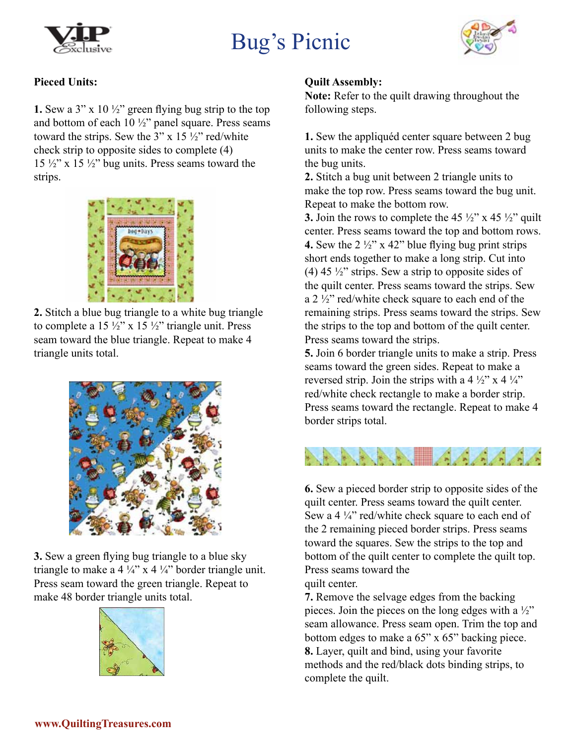# Bug's Picnic

**Pieced Units:**

**1.** Sew a 3" x 10 ½" green flying bug strip to the top and bottom of each 10 ½" panel square. Press seams toward the strips. Sew the 3" x 15 ½" red/white check strip to opposite sides to complete (4) 15 ½" x 15 ½" bug units. Press seams toward the strips.

**2.** Stitch a blue bug triangle to a white bug triangle to complete a 15 ½" x 15 ½" triangle unit. Press seam toward the blue triangle. Repeat to make 4 triangle units total.

**3.** Sew a green flying bug triangle to a blue sky triangle to make a 4 ¼" x 4 ¼" border triangle unit. Press seam toward the green triangle. Repeat to make 48 border triangle units total.

**Quilt Assembly:**

**Note:** Refer to the quilt drawing throughout the following steps.

**1.** Sew the appliquéd center square between 2 bug units to make the center row. Press seams toward the bug units.

**2.** Stitch a bug unit between 2 triangle units to make the top row. Press seams toward the bug unit. Repeat to make the bottom row.

**3.** Join the rows to complete the 45 ½" x 45 ½" quilt center. Press seams toward the top and bottom rows.

**4.** Sew the 2 ½" x 42" blue flying bug print strips short ends together to make a long strip. Cut into (4) 45 ½" strips. Sew a strip to opposite sides of the quilt center. Press seams toward the strips. Sew a 2 ½" red/white check square to each end of the remaining strips. Press seams toward the strips. Sew the strips to the top and bottom of the quilt center. Press seams toward the strips.

**5.** Join 6 border triangle units to make a strip. Press seams toward the green sides. Repeat to make a reversed strip. Join the strips with a 4 ½" x 4 ¼" red/white check rectangle to make a border strip. Press seams toward the rectangle. Repeat to make 4 border strips total.

**6.** Sew a pieced border strip to opposite sides of the quilt center. Press seams toward the quilt center. Sew a 4 ¼" red/white check square to each end of the 2 remaining pieced border strips. Press seams toward the squares. Sew the strips to the top and bottom of the quilt center to complete the quilt top. Press seams toward the quilt center.

**7.** Remove the selvage edges from the backing pieces. Join the pieces on the long edges with a ½" seam allowance. Press seam open. Trim the top and bottom edges to make a 65" x 65" backing piece.

**8.** Layer, quilt and bind, using your favorite methods and the red/black dots binding strips, to complete the quilt.

www.QuiltingTreasures.com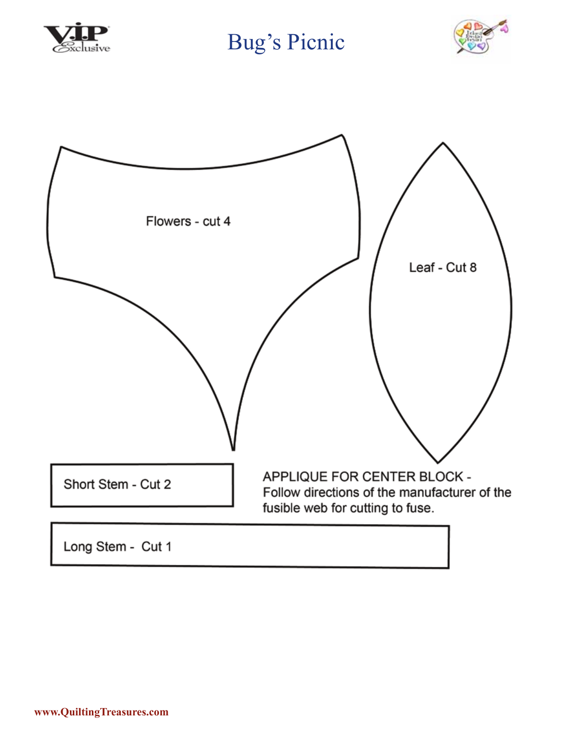# Bug's Picnic

Flowers - cut 4

Leaf - Cut 8

Short Stem - Cut 2

APPLIQUE FOR CENTER BLOCK - Follow directions of the manufacturer of the fusible web for cutting to fuse.

Long Stem - Cut 1

www.QuiltingTreasures.com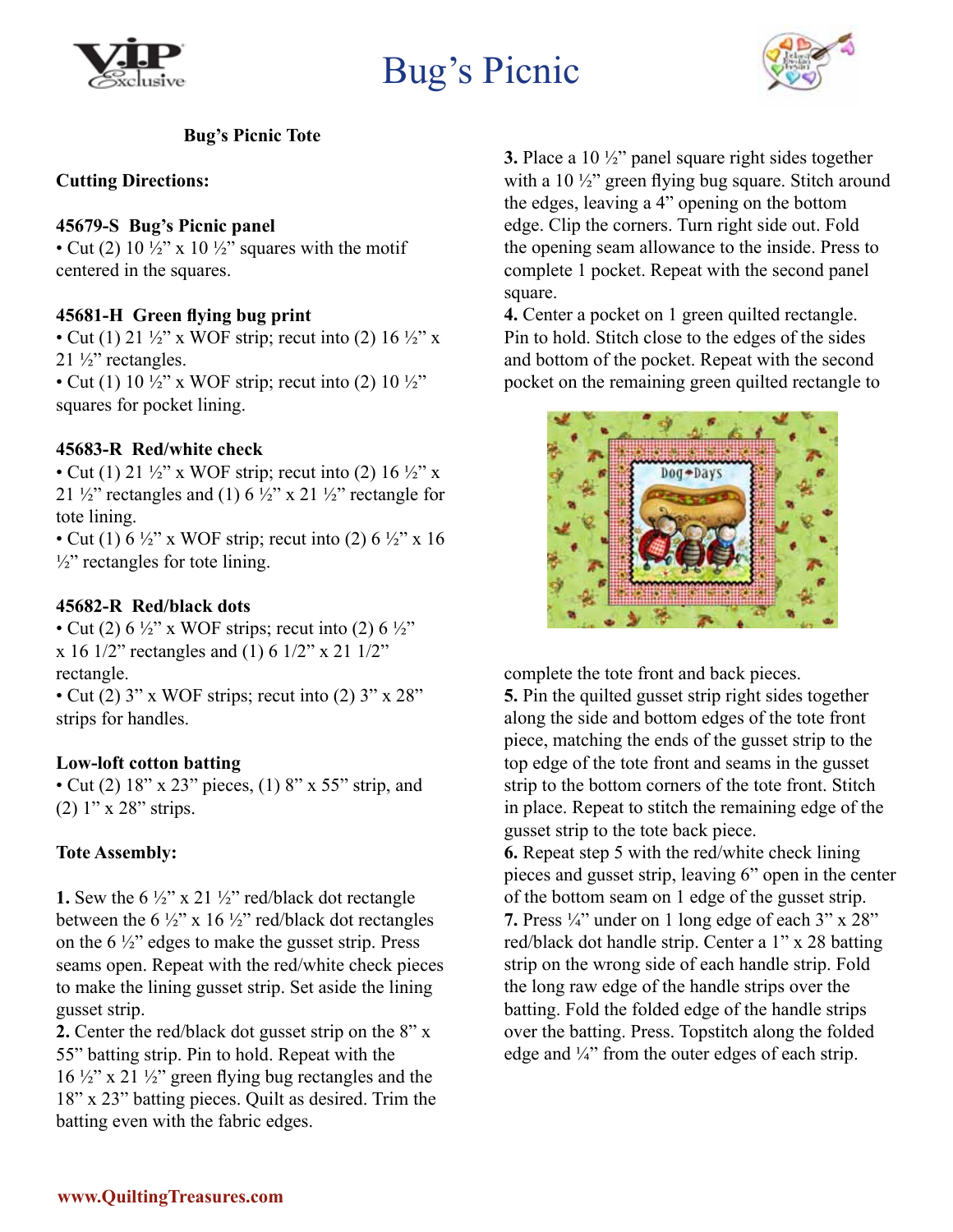# Bug's Picnic

## Bug's Picnic Tote

### Cutting Directions:

**45679-S Bug's Picnic panel**

- Cut (2) 10 ½" x 10 ½" squares with the motif centered in the squares.

**45681-H Green flying bug print**

- Cut (1) 21 ½" x WOF strip; recut into (2) 16 ½" x 21 ½" rectangles.
- Cut (1) 10 ½" x WOF strip; recut into (2) 10 ½" squares for pocket lining.

**45683-R Red/white check**

- Cut (1) 21 ½" x WOF strip; recut into (2) 16 ½" x 21 ½" rectangles and (1) 6 ½" x 21 ½" rectangle for tote lining.
- Cut (1) 6 ½" x WOF strip; recut into (2) 6 ½" x 16 ½" rectangles for tote lining.

**45682-R Red/black dots**

- Cut (2) 6 ½" x WOF strips; recut into (2) 6 ½" x 16 1/2" rectangles and (1) 6 1/2" x 21 1/2" rectangle.
- Cut (2) 3" x WOF strips; recut into (2) 3" x 28" strips for handles.

**Low-loft cotton batting**

- Cut (2) 18" x 23" pieces, (1) 8" x 55" strip, and (2) 1" x 28" strips.

### Tote Assembly:

**1.** Sew the 6 ½" x 21 ½" red/black dot rectangle between the 6 ½" x 16 ½" red/black dot rectangles on the 6 ½" edges to make the gusset strip. Press seams open. Repeat with the red/white check pieces to make the lining gusset strip. Set aside the lining gusset strip.
**2.** Center the red/black dot gusset strip on the 8" x 55" batting strip. Pin to hold. Repeat with the 16 ½" x 21 ½" green flying bug rectangles and the 18" x 23" batting pieces. Quilt as desired. Trim the batting even with the fabric edges.
**3.** Place a 10 ½" panel square right sides together with a 10 ½" green flying bug square. Stitch around the edges, leaving a 4" opening on the bottom edge. Clip the corners. Turn right side out. Fold the opening seam allowance to the inside. Press to complete 1 pocket. Repeat with the second panel square.
**4.** Center a pocket on 1 green quilted rectangle. Pin to hold. Stitch close to the edges of the sides and bottom of the pocket. Repeat with the second pocket on the remaining green quilted rectangle to complete the tote front and back pieces.
**5.** Pin the quilted gusset strip right sides together along the side and bottom edges of the tote front piece, matching the ends of the gusset strip to the top edge of the tote front and seams in the gusset strip to the bottom corners of the tote front. Stitch in place. Repeat to stitch the remaining edge of the gusset strip to the tote back piece.
**6.** Repeat step 5 with the red/white check lining pieces and gusset strip, leaving 6" open in the center of the bottom seam on 1 edge of the gusset strip.
**7.** Press ¼" under on 1 long edge of each 3" x 28" red/black dot handle strip. Center a 1" x 28 batting strip on the wrong side of each handle strip. Fold the long raw edge of the handle strips over the batting. Fold the folded edge of the handle strips over the batting. Press. Topstitch along the folded edge and ¼" from the outer edges of each strip.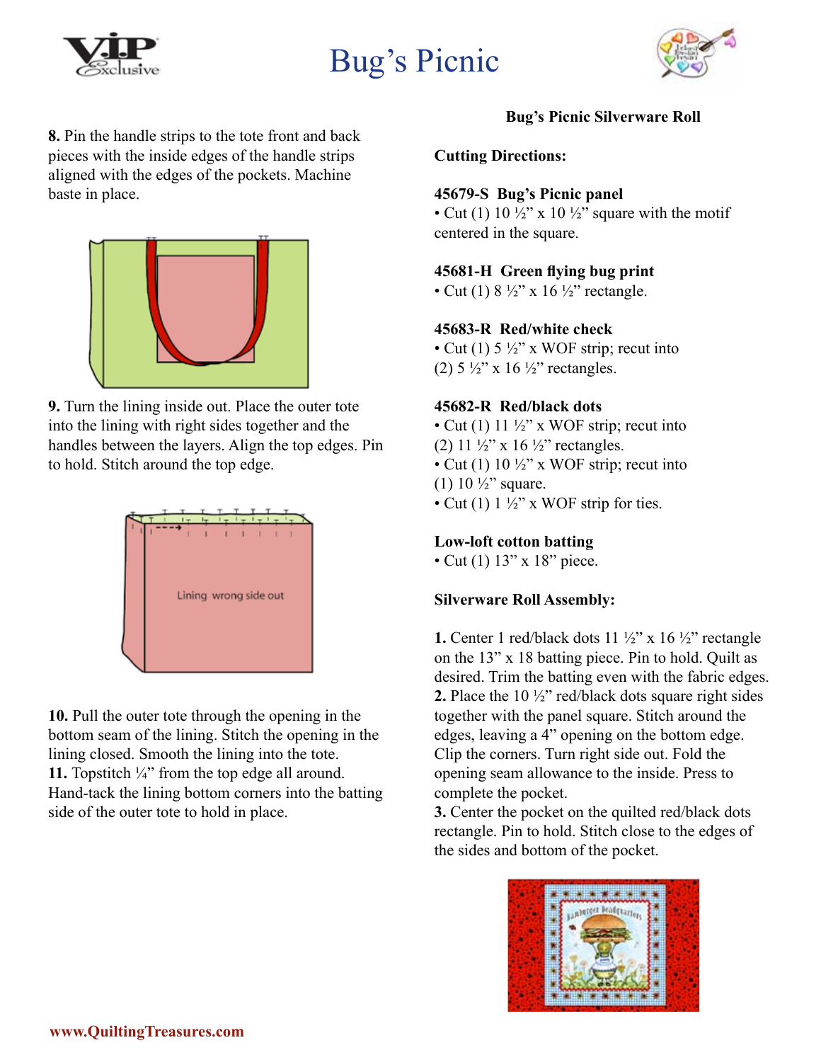# Bug's Picnic

**8.** Pin the handle strips to the tote front and back pieces with the inside edges of the handle strips aligned with the edges of the pockets. Machine baste in place.

**9.** Turn the lining inside out. Place the outer tote into the lining with right sides together and the handles between the layers. Align the top edges. Pin to hold. Stitch around the top edge.

**10.** Pull the outer tote through the opening in the bottom seam of the lining. Stitch the opening in the lining closed. Smooth the lining into the tote.
**11.** Topstitch ¼" from the top edge all around. Hand-tack the lining bottom corners into the batting side of the outer tote to hold in place.

## Bug's Picnic Silverware Roll

**Cutting Directions:**

**45679-S Bug's Picnic panel**
- Cut (1) 10 ½" x 10 ½" square with the motif centered in the square.

**45681-H Green flying bug print**
- Cut (1) 8 ½" x 16 ½" rectangle.

**45683-R Red/white check**
- Cut (1) 5 ½" x WOF strip; recut into (2) 5 ½" x 16 ½" rectangles.

**45682-R Red/black dots**
- Cut (1) 11 ½" x WOF strip; recut into (2) 11 ½" x 16 ½" rectangles.
- Cut (1) 10 ½" x WOF strip; recut into (1) 10 ½" square.
- Cut (1) 1 ½" x WOF strip for ties.

**Low-loft cotton batting**
- Cut (1) 13" x 18" piece.

**Silverware Roll Assembly:**

**1.** Center 1 red/black dots 11 ½" x 16 ½" rectangle on the 13" x 18 batting piece. Pin to hold. Quilt as desired. Trim the batting even with the fabric edges.
**2.** Place the 10 ½" red/black dots square right sides together with the panel square. Stitch around the edges, leaving a 4" opening on the bottom edge. Clip the corners. Turn right side out. Fold the opening seam allowance to the inside. Press to complete the pocket.
**3.** Center the pocket on the quilted red/black dots rectangle. Pin to hold. Stitch close to the edges of the sides and bottom of the pocket.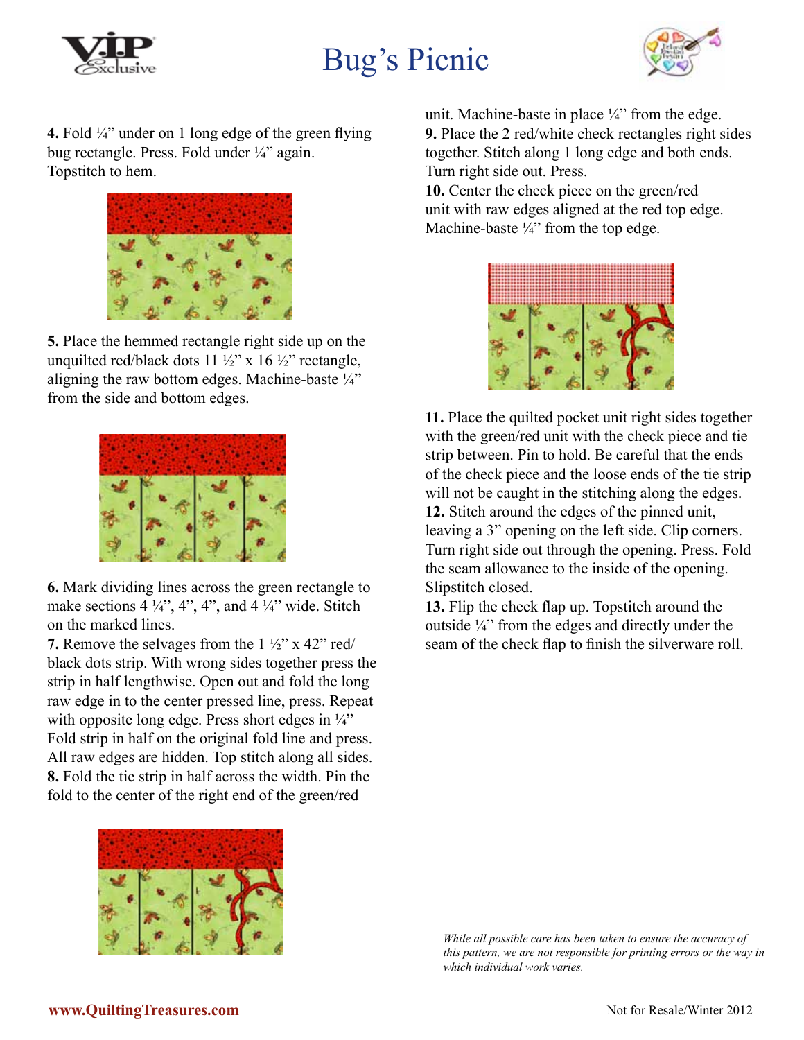# Bug's Picnic

**4.** Fold ¼" under on 1 long edge of the green flying bug rectangle. Press. Fold under ¼" again. Topstitch to hem.

**5.** Place the hemmed rectangle right side up on the unquilted red/black dots 11 ½" x 16 ½" rectangle, aligning the raw bottom edges. Machine-baste ¼" from the side and bottom edges.

**6.** Mark dividing lines across the green rectangle to make sections 4 ¼", 4", 4", and 4 ¼" wide. Stitch on the marked lines.

**7.** Remove the selvages from the 1 ½" x 42" red/black dots strip. With wrong sides together press the strip in half lengthwise. Open out and fold the long raw edge in to the center pressed line, press. Repeat with opposite long edge. Press short edges in ¼" Fold strip in half on the original fold line and press. All raw edges are hidden. Top stitch along all sides.

**8.** Fold the tie strip in half across the width. Pin the fold to the center of the right end of the green/red unit. Machine-baste in place ¼" from the edge.

**9.** Place the 2 red/white check rectangles right sides together. Stitch along 1 long edge and both ends. Turn right side out. Press.

**10.** Center the check piece on the green/red unit with raw edges aligned at the red top edge. Machine-baste ¼" from the top edge.

**11.** Place the quilted pocket unit right sides together with the green/red unit with the check piece and tie strip between. Pin to hold. Be careful that the ends of the check piece and the loose ends of the tie strip will not be caught in the stitching along the edges.

**12.** Stitch around the edges of the pinned unit, leaving a 3" opening on the left side. Clip corners. Turn right side out through the opening. Press. Fold the seam allowance to the inside of the opening. Slipstitch closed.

**13.** Flip the check flap up. Topstitch around the outside ¼" from the edges and directly under the seam of the check flap to finish the silverware roll.

*While all possible care has been taken to ensure the accuracy of this pattern, we are not responsible for printing errors or the way in which individual work varies.*

**www.QuiltingTreasures.com**

Not for Resale/Winter 2012